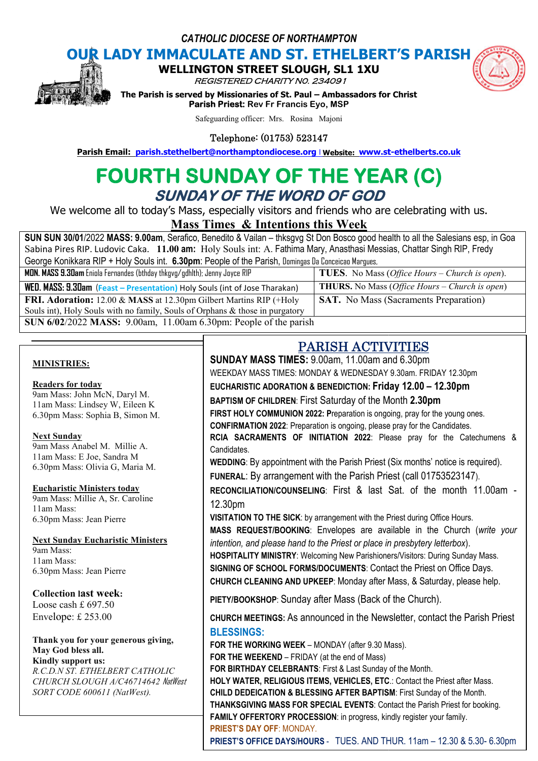*CATHOLIC DIOCESE OF NORTHAMPTON*

# OUR LADY IMMACULATE AND ST. ETHELBERT'S PARISH

**WELLINGTON STREET SLOUGH, SL1 1XU**

*REGISTERED CHARITY NO. 234091*

**The Parish is served by Missionaries of St. Paul – Ambassadors for Christ**
**Parish Priest:** Rev Fr Francis Eyo, MSP

Safeguarding officer: Mrs. Rosina Majoni

Telephone: (01753) 523147

**Parish Email: parish.stethelbert@northamptondiocese.org | Website: www.st-ethelberts.co.uk**

# FOURTH SUNDAY OF THE YEAR (C)

## *SUNDAY OF THE WORD OF GOD*

We welcome all to today's Mass, especially visitors and friends who are celebrating with us.

## Mass Times & Intentions this Week

| | |
|---|---|
| **SUN SUN 30/01**/2022 **MASS: 9.00am**, Serafico, Benedito & Vailan – thksgvg St Don Bosco good health to all the Salesians esp, in Goa Sabina Pires RIP. Ludovic Caka. **11.00 am:** Holy Souls int: A. Fathima Mary, Anasthasi Messias, Chattar Singh RIP, Fredy George Konikkara RIP + Holy Souls int. **6.30pm**: People of the Parish, Domingas Da Conceicao Margues. | |
| **MON. MASS 9.30am** Eniola Fernandes (bthday thkgvg/gdhlth); Jenny Joyce RIP | **TUES.** No Mass (*Office Hours – Church is open*). |
| **WED. MASS: 9.30am** (**Feast – Presentation)** Holy Souls (int of Jose Tharakan) | **THURS.** No Mass (*Office Hours – Church is open*) |
| **FRI. Adoration:** 12.00 & **MASS** at 12.30pm Gilbert Martins RIP (+Holy Souls int), Holy Souls with no family, Souls of Orphans & those in purgatory | **SAT.** No Mass (Sacraments Preparation) |
| **SUN 6/02**/2022 **MASS:** 9.00am, 11.00am 6.30pm: People of the parish | |

### MINISTRIES:

**Readers for today**
9am Mass: John McN, Daryl M.
11am Mass: Lindsey W, Eileen K
6.30pm Mass: Sophia B, Simon M.

**Next Sunday**
9am Mass Anabel M. Millie A.
11am Mass: E Joe, Sandra M
6.30pm Mass: Olivia G, Maria M.

**Eucharistic Ministers today**
9am Mass: Millie A, Sr. Caroline
11am Mass:
6.30pm Mass: Jean Pierre

**Next Sunday Eucharistic Ministers**
9am Mass:
11am Mass:
6.30pm Mass: Jean Pierre

**Collection last week:**
Loose cash £ 697.50
Envelope: £ 253.00

**Thank you for your generous giving, May God bless all.**
**Kindly support us:**
*R.C.D.N ST. ETHELBERT CATHOLIC CHURCH SLOUGH A/C46714642 NatWest SORT CODE 600611 (NatWest).*

## PARISH ACTIVITIES

**SUNDAY MASS TIMES:** 9.00am, 11.00am and 6.30pm

WEEKDAY MASS TIMES: MONDAY & WEDNESDAY 9.30am. FRIDAY 12.30pm

**EUCHARISTIC ADORATION & BENEDICTION: Friday 12.00 – 12.30pm**

**BAPTISM OF CHILDREN**: First Saturday of the Month **2.30pm**

**FIRST HOLY COMMUNION 2022: P**reparation is ongoing, pray for the young ones.

**CONFIRMATION 2022**: Preparation is ongoing, please pray for the Candidates.

**RCIA SACRAMENTS OF INITIATION 2022**: Please pray for the Catechumens & Candidates.

**WEDDING**: By appointment with the Parish Priest (Six months' notice is required).

**FUNERAL**: By arrangement with the Parish Priest (call 01753523147).

**RECONCILIATION/COUNSELING**: First & last Sat. of the month 11.00am - 12.30pm

**VISITATION TO THE SICK**: by arrangement with the Priest during Office Hours.

**MASS REQUEST/BOOKING**: Envelopes are available in the Church (*write your intention, and please hand to the Priest or place in presbytery letterbox*).

**HOSPITALITY MINISTRY**: Welcoming New Parishioners/Visitors: During Sunday Mass.

**SIGNING OF SCHOOL FORMS/DOCUMENTS**: Contact the Priest on Office Days.

**CHURCH CLEANING AND UPKEEP**: Monday after Mass, & Saturday, please help.

**PIETY/BOOKSHOP**: Sunday after Mass (Back of the Church).

**CHURCH MEETINGS:** As announced in the Newsletter, contact the Parish Priest

### BLESSINGS:

**FOR THE WORKING WEEK** – MONDAY (after 9.30 Mass).

**FOR THE WEEKEND** – FRIDAY (at the end of Mass)

**FOR BIRTHDAY CELEBRANTS**: First & Last Sunday of the Month.

**HOLY WATER, RELIGIOUS ITEMS, VEHICLES, ETC.**: Contact the Priest after Mass.

**CHILD DEDEICATION & BLESSING AFTER BAPTISM**: First Sunday of the Month.

**THANKSGIVING MASS FOR SPECIAL EVENTS**: Contact the Parish Priest for booking.

**FAMILY OFFERTORY PROCESSION**: in progress, kindly register your family.

**PRIEST'S DAY OFF**: MONDAY.

**PRIEST'S OFFICE DAYS/HOURS** - TUES. AND THUR. 11am – 12.30 & 5.30- 6.30pm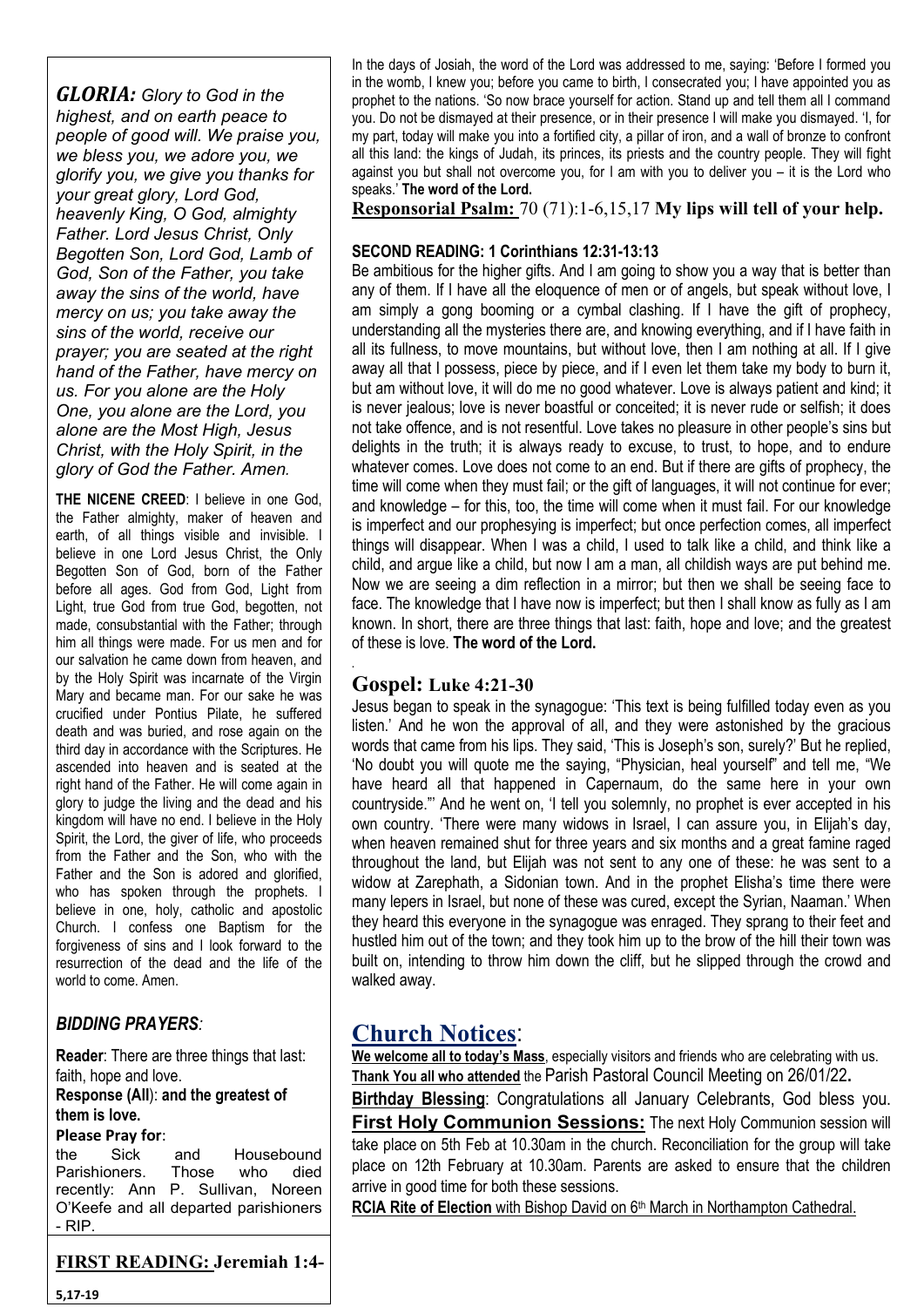***GLORIA:*** *Glory to God in the highest, and on earth peace to people of good will. We praise you, we bless you, we adore you, we glorify you, we give you thanks for your great glory, Lord God, heavenly King, O God, almighty Father. Lord Jesus Christ, Only Begotten Son, Lord God, Lamb of God, Son of the Father, you take away the sins of the world, have mercy on us; you take away the sins of the world, receive our prayer; you are seated at the right hand of the Father, have mercy on us. For you alone are the Holy One, you alone are the Lord, you alone are the Most High, Jesus Christ, with the Holy Spirit, in the glory of God the Father. Amen.*

**THE NICENE CREED**: I believe in one God, the Father almighty, maker of heaven and earth, of all things visible and invisible. I believe in one Lord Jesus Christ, the Only Begotten Son of God, born of the Father before all ages. God from God, Light from Light, true God from true God, begotten, not made, consubstantial with the Father; through him all things were made. For us men and for our salvation he came down from heaven, and by the Holy Spirit was incarnate of the Virgin Mary and became man. For our sake he was crucified under Pontius Pilate, he suffered death and was buried, and rose again on the third day in accordance with the Scriptures. He ascended into heaven and is seated at the right hand of the Father. He will come again in glory to judge the living and the dead and his kingdom will have no end. I believe in the Holy Spirit, the Lord, the giver of life, who proceeds from the Father and the Son, who with the Father and the Son is adored and glorified, who has spoken through the prophets. I believe in one, holy, catholic and apostolic Church. I confess one Baptism for the forgiveness of sins and I look forward to the resurrection of the dead and the life of the world to come. Amen.

## *BIDDING PRAYERS:*

**Reader**: There are three things that last: faith, hope and love.

**Response (All**): **and the greatest of them is love.**

**Please Pray for**:

the Sick and Housebound Parishioners. Those who died recently: Ann P. Sullivan, Noreen O'Keefe and all departed parishioners - RIP.

**FIRST READING: Jeremiah 1:4-5,17-19**

In the days of Josiah, the word of the Lord was addressed to me, saying: 'Before I formed you in the womb, I knew you; before you came to birth, I consecrated you; I have appointed you as prophet to the nations. 'So now brace yourself for action. Stand up and tell them all I command you. Do not be dismayed at their presence, or in their presence I will make you dismayed. 'I, for my part, today will make you into a fortified city, a pillar of iron, and a wall of bronze to confront all this land: the kings of Judah, its princes, its priests and the country people. They will fight against you but shall not overcome you, for I am with you to deliver you – it is the Lord who speaks.' **The word of the Lord.**

**Responsorial Psalm:** 70 (71):1-6,15,17 **My lips will tell of your help.**

**SECOND READING: 1 Corinthians 12:31-13:13**

Be ambitious for the higher gifts. And I am going to show you a way that is better than any of them. If I have all the eloquence of men or of angels, but speak without love, I am simply a gong booming or a cymbal clashing. If I have the gift of prophecy, understanding all the mysteries there are, and knowing everything, and if I have faith in all its fullness, to move mountains, but without love, then I am nothing at all. If I give away all that I possess, piece by piece, and if I even let them take my body to burn it, but am without love, it will do me no good whatever. Love is always patient and kind; it is never jealous; love is never boastful or conceited; it is never rude or selfish; it does not take offence, and is not resentful. Love takes no pleasure in other people's sins but delights in the truth; it is always ready to excuse, to trust, to hope, and to endure whatever comes. Love does not come to an end. But if there are gifts of prophecy, the time will come when they must fail; or the gift of languages, it will not continue for ever; and knowledge – for this, too, the time will come when it must fail. For our knowledge is imperfect and our prophesying is imperfect; but once perfection comes, all imperfect things will disappear. When I was a child, I used to talk like a child, and think like a child, and argue like a child, but now I am a man, all childish ways are put behind me. Now we are seeing a dim reflection in a mirror; but then we shall be seeing face to face. The knowledge that I have now is imperfect; but then I shall know as fully as I am known. In short, there are three things that last: faith, hope and love; and the greatest of these is love. **The word of the Lord.**

## Gospel: Luke 4:21-30

Jesus began to speak in the synagogue: 'This text is being fulfilled today even as you listen.' And he won the approval of all, and they were astonished by the gracious words that came from his lips. They said, 'This is Joseph's son, surely?' But he replied, 'No doubt you will quote me the saying, "Physician, heal yourself" and tell me, "We have heard all that happened in Capernaum, do the same here in your own countryside."' And he went on, 'I tell you solemnly, no prophet is ever accepted in his own country. 'There were many widows in Israel, I can assure you, in Elijah's day, when heaven remained shut for three years and six months and a great famine raged throughout the land, but Elijah was not sent to any one of these: he was sent to a widow at Zarephath, a Sidonian town. And in the prophet Elisha's time there were many lepers in Israel, but none of these was cured, except the Syrian, Naaman.' When they heard this everyone in the synagogue was enraged. They sprang to their feet and hustled him out of the town; and they took him up to the brow of the hill their town was built on, intending to throw him down the cliff, but he slipped through the crowd and walked away.

# Church Notices:

**We welcome all to today's Mass**, especially visitors and friends who are celebrating with us.

**Thank You all who attended** the Parish Pastoral Council Meeting on 26/01/22**.**

**Birthday Blessing**: Congratulations all January Celebrants, God bless you.

**First Holy Communion Sessions:** The next Holy Communion session will take place on 5th Feb at 10.30am in the church. Reconciliation for the group will take place on 12th February at 10.30am. Parents are asked to ensure that the children arrive in good time for both these sessions.

**RCIA Rite of Election** with Bishop David on 6th March in Northampton Cathedral.